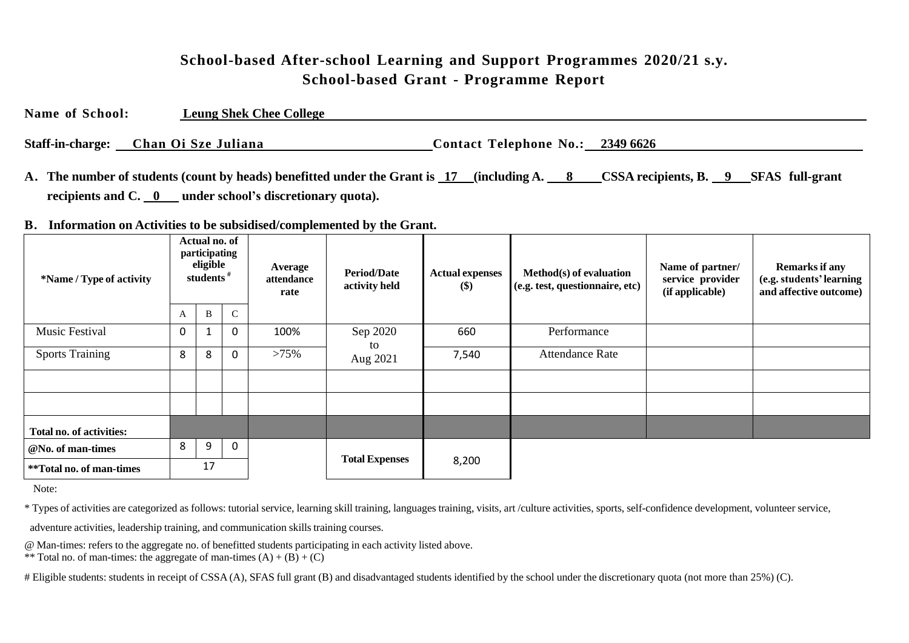# School-based After-school Learning and Support Programmes 2020/21 s.y.
## School-based Grant - Programme Report

**Name of School:** Leung Shek Chee College

**Staff-in-charge:** Chan Oi Sze Juliana **Contact Telephone No.:** 2349 6626

**A. The number of students (count by heads) benefitted under the Grant is 17 (including A. 8 CSSA recipients, B. 9 SFAS full-grant recipients and C. 0 under school's discretionary quota).**

**B. Information on Activities to be subsidised/complemented by the Grant.**

| *Name / Type of activity | Actual no. of participating eligible students # | | | Average attendance rate | Period/Date activity held | Actual expenses ($) | Method(s) of evaluation (e.g. test, questionnaire, etc) | Name of partner/ service provider (if applicable) | Remarks if any (e.g. students' learning and affective outcome) |
|---|---|---|---|---|---|---|---|---|---|
| | A | B | C | | | | | | |
| Music Festival | 0 | 1 | 0 | 100% | Sep 2020 to Aug 2021 | 660 | Performance | | |
| Sports Training | 8 | 8 | 0 | >75% | | 7,540 | Attendance Rate | | |
| | | | | | | | | | |
| | | | | | | | | | |
| Total no. of activities: | | | | | | | | | |
| @No. of man-times | 8 | 9 | 0 | | Total Expenses | 8,200 | | | |
| **Total no. of man-times | 17 | | | | | | | | |

Note:

* Types of activities are categorized as follows: tutorial service, learning skill training, languages training, visits, art /culture activities, sports, self-confidence development, volunteer service, adventure activities, leadership training, and communication skills training courses.

@ Man-times: refers to the aggregate no. of benefitted students participating in each activity listed above.

** Total no. of man-times: the aggregate of man-times (A) + (B) + (C)

# Eligible students: students in receipt of CSSA (A), SFAS full grant (B) and disadvantaged students identified by the school under the discretionary quota (not more than 25%) (C).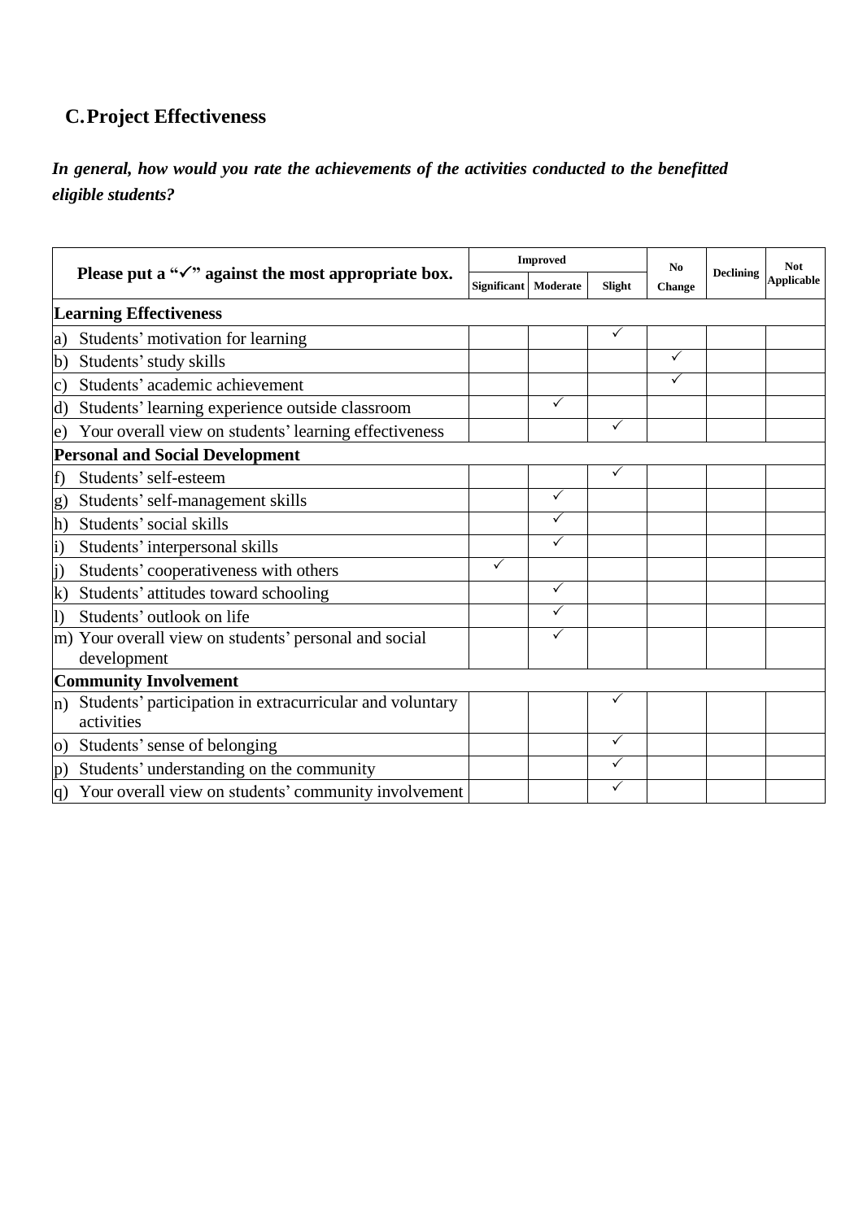## C. Project Effectiveness

***In general, how would you rate the achievements of the activities conducted to the benefitted eligible students?***

| **Please put a "✓" against the most appropriate box.** | **Improved** | | | **No Change** | **Declining** | **Not Applicable** |
|---|---|---|---|---|---|---|
| | **Significant** | **Moderate** | **Slight** | | | |
| **Learning Effectiveness** | | | | | | |
| a) Students' motivation for learning | | | ✓ | | | |
| b) Students' study skills | | | | ✓ | | |
| c) Students' academic achievement | | | | ✓ | | |
| d) Students' learning experience outside classroom | | ✓ | | | | |
| e) Your overall view on students' learning effectiveness | | | ✓ | | | |
| **Personal and Social Development** | | | | | | |
| f) Students' self-esteem | | | ✓ | | | |
| g) Students' self-management skills | | ✓ | | | | |
| h) Students' social skills | | ✓ | | | | |
| i) Students' interpersonal skills | | ✓ | | | | |
| j) Students' cooperativeness with others | ✓ | | | | | |
| k) Students' attitudes toward schooling | | ✓ | | | | |
| l) Students' outlook on life | | ✓ | | | | |
| m) Your overall view on students' personal and social development | | ✓ | | | | |
| **Community Involvement** | | | | | | |
| n) Students' participation in extracurricular and voluntary activities | | | ✓ | | | |
| o) Students' sense of belonging | | | ✓ | | | |
| p) Students' understanding on the community | | | ✓ | | | |
| q) Your overall view on students' community involvement | | | ✓ | | | |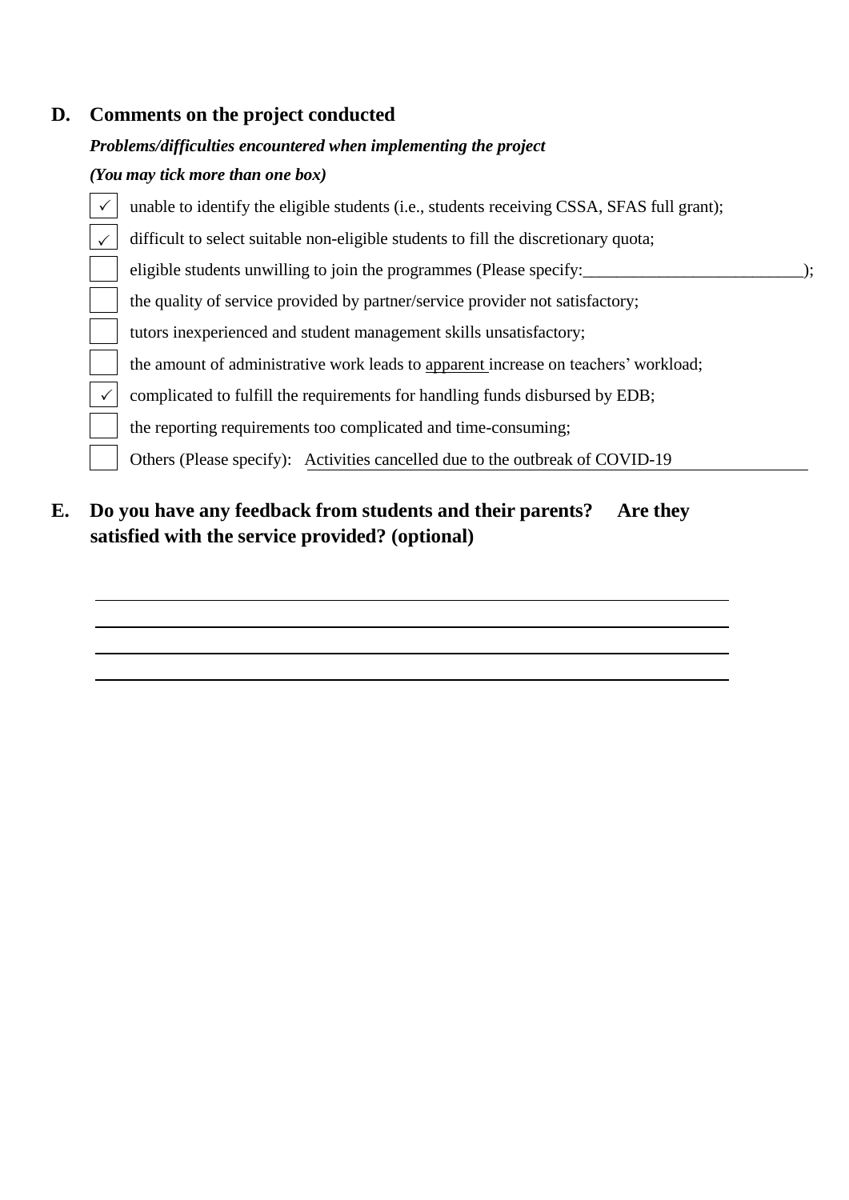## D. Comments on the project conducted

***Problems/difficulties encountered when implementing the project***

***(You may tick more than one box)***

- [x] unable to identify the eligible students (i.e., students receiving CSSA, SFAS full grant);
- [x] difficult to select suitable non-eligible students to fill the discretionary quota;
- [ ] eligible students unwilling to join the programmes (Please specify:_________________________);
- [ ] the quality of service provided by partner/service provider not satisfactory;
- [ ] tutors inexperienced and student management skills unsatisfactory;
- [ ] the amount of administrative work leads to apparent increase on teachers' workload;
- [x] complicated to fulfill the requirements for handling funds disbursed by EDB;
- [ ] the reporting requirements too complicated and time-consuming;
- [ ] Others (Please specify): Activities cancelled due to the outbreak of COVID-19

## E. Do you have any feedback from students and their parents? Are they satisfied with the service provided? (optional)

______________________________________________________________________

______________________________________________________________________

______________________________________________________________________

______________________________________________________________________